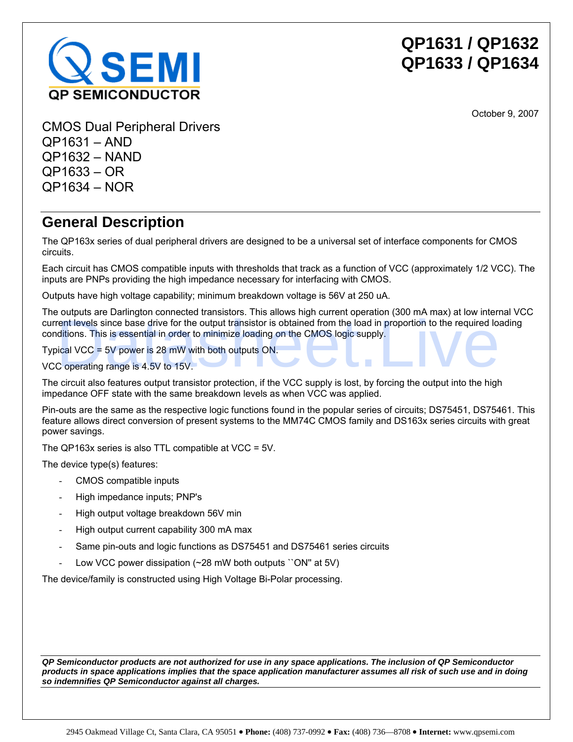# QP1631 / QP1632
# QP1633 / QP1634

October 9, 2007

CMOS Dual Peripheral Drivers
QP1631 – AND
QP1632 – NAND
QP1633 – OR
QP1634 – NOR

## General Description

The QP163x series of dual peripheral drivers are designed to be a universal set of interface components for CMOS circuits.

Each circuit has CMOS compatible inputs with thresholds that track as a function of VCC (approximately 1/2 VCC). The inputs are PNPs providing the high impedance necessary for interfacing with CMOS.

Outputs have high voltage capability; minimum breakdown voltage is 56V at 250 uA.

The outputs are Darlington connected transistors. This allows high current operation (300 mA max) at low internal VCC current levels since base drive for the output transistor is obtained from the load in proportion to the required loading conditions. This is essential in order to minimize loading on the CMOS logic supply.

Typical VCC = 5V power is 28 mW with both outputs ON.

VCC operating range is 4.5V to 15V.

The circuit also features output transistor protection, if the VCC supply is lost, by forcing the output into the high impedance OFF state with the same breakdown levels as when VCC was applied.

Pin-outs are the same as the respective logic functions found in the popular series of circuits; DS75451, DS75461. This feature allows direct conversion of present systems to the MM74C CMOS family and DS163x series circuits with great power savings.

The QP163x series is also TTL compatible at VCC = 5V.

The device type(s) features:

- CMOS compatible inputs
- High impedance inputs; PNP's
- High output voltage breakdown 56V min
- High output current capability 300 mA max
- Same pin-outs and logic functions as DS75451 and DS75461 series circuits
- Low VCC power dissipation (~28 mW both outputs ``ON'' at 5V)

The device/family is constructed using High Voltage Bi-Polar processing.

***QP Semiconductor products are not authorized for use in any space applications. The inclusion of QP Semiconductor products in space applications implies that the space application manufacturer assumes all risk of such use and in doing so indemnifies QP Semiconductor against all charges.***

2945 Oakmead Village Ct, Santa Clara, CA 95051 • **Phone:** (408) 737-0992 • **Fax:** (408) 736—8708 • **Internet:** www.qpsemi.com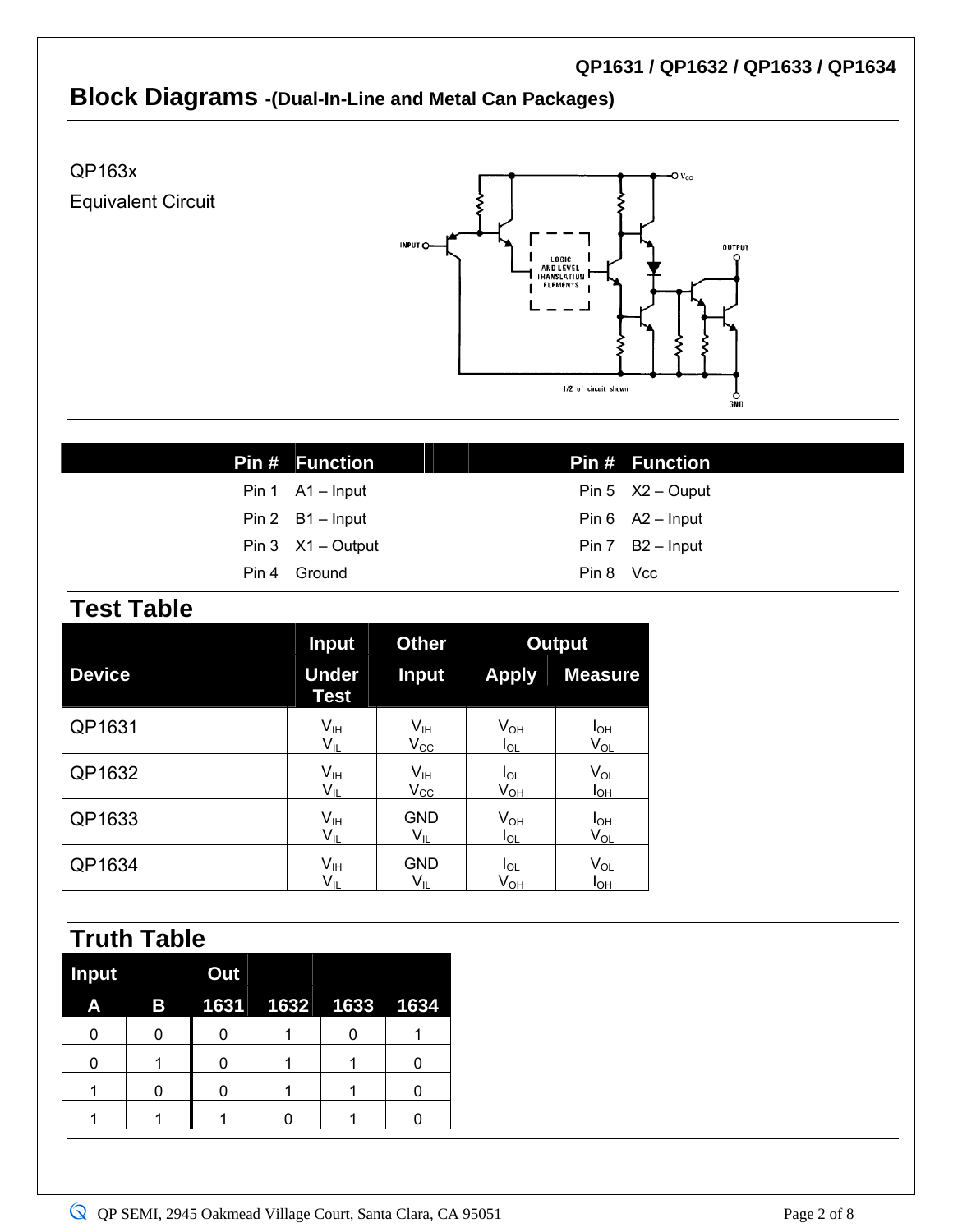## Block Diagrams -(Dual-In-Line and Metal Can Packages)

QP163x
Equivalent Circuit

| Pin # | Function | Pin # | Function |
|---|---|---|---|
| Pin 1 | A1 – Input | Pin 5 | X2 – Ouput |
| Pin 2 | B1 – Input | Pin 6 | A2 – Input |
| Pin 3 | X1 – Output | Pin 7 | B2 – Input |
| Pin 4 | Ground | Pin 8 | Vcc |

## Test Table

| Device | Input Under Test | Other Input | Output Apply | Output Measure |
|---|---|---|---|---|
| QP1631 | $V_{IH}$ $V_{IL}$ | $V_{IH}$ $V_{CC}$ | $V_{OH}$ $I_{OL}$ | $I_{OH}$ $V_{OL}$ |
| QP1632 | $V_{IH}$ $V_{IL}$ | $V_{IH}$ $V_{CC}$ | $I_{OL}$ $V_{OH}$ | $V_{OL}$ $I_{OH}$ |
| QP1633 | $V_{IH}$ $V_{IL}$ | GND $V_{IL}$ | $V_{OH}$ $I_{OL}$ | $I_{OH}$ $V_{OL}$ |
| QP1634 | $V_{IH}$ $V_{IL}$ | GND $V_{IL}$ | $I_{OL}$ $V_{OH}$ | $V_{OL}$ $I_{OH}$ |

## Truth Table

| Input | | Out | | | |
|---|---|---|---|---|---|
| A | B | 1631 | 1632 | 1633 | 1634 |
| 0 | 0 | 0 | 1 | 0 | 1 |
| 0 | 1 | 0 | 1 | 1 | 0 |
| 1 | 0 | 0 | 1 | 1 | 0 |
| 1 | 1 | 1 | 0 | 1 | 0 |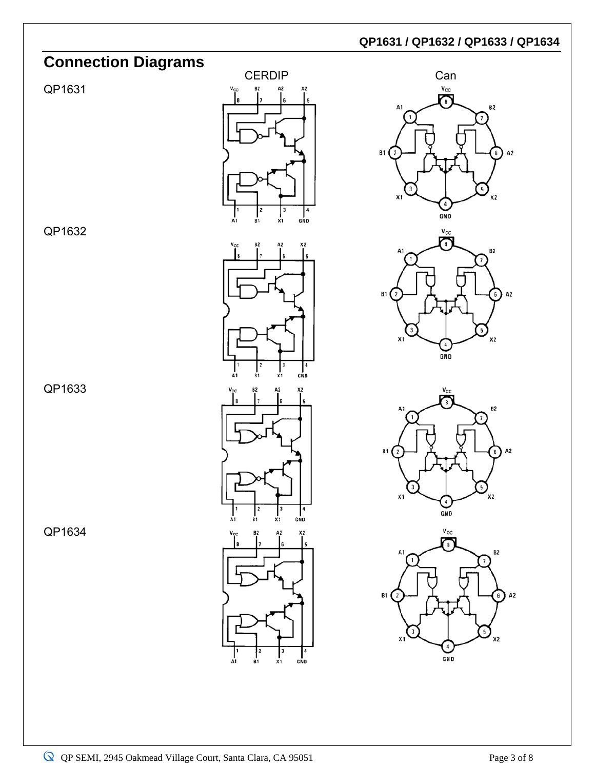## Connection Diagrams

CERDIP

Can

QP1631

QP1632

QP1633

QP1634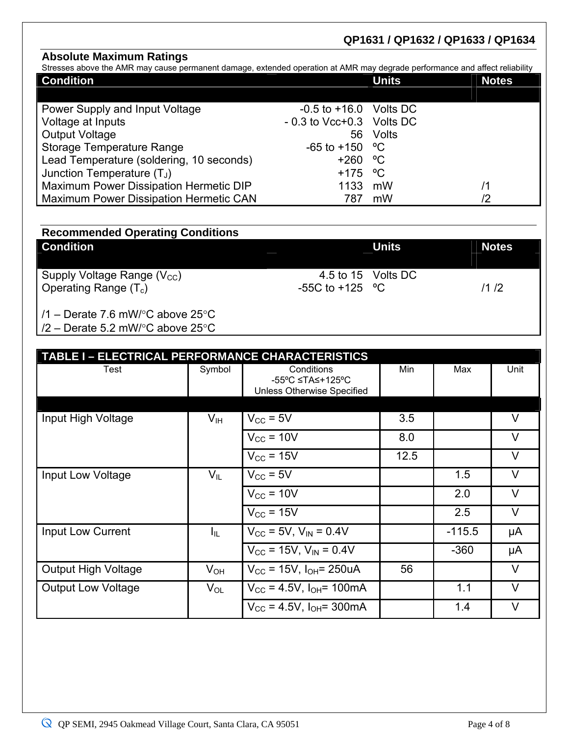## Absolute Maximum Ratings

Stresses above the AMR may cause permanent damage, extended operation at AMR may degrade performance and affect reliability

| Condition | | Units | Notes |
|---|---|---|---|
| Power Supply and Input Voltage | -0.5 to +16.0 | Volts DC | |
| Voltage at Inputs | - 0.3 to Vcc+0.3 | Volts DC | |
| Output Voltage | 56 | Volts | |
| Storage Temperature Range | -65 to +150 | ºC | |
| Lead Temperature (soldering, 10 seconds) | +260 | ºC | |
| Junction Temperature ($T_J$) | +175 | ºC | |
| Maximum Power Dissipation Hermetic DIP | 1133 | mW | /1 |
| Maximum Power Dissipation Hermetic CAN | 787 | mW | /2 |

## Recommended Operating Conditions

| Condition | | Units | Notes |
|---|---|---|---|
| Supply Voltage Range ($V_{CC}$) | 4.5 to 15 | Volts DC | |
| Operating Range ($T_c$) | -55C to +125 | ºC | /1 /2 |

/1 – Derate 7.6 mW/°C above 25°C
/2 – Derate 5.2 mW/°C above 25°C

## TABLE I – ELECTRICAL PERFORMANCE CHARACTERISTICS

| Test | Symbol | Conditions -55ºC ≤TA≤+125ºC Unless Otherwise Specified | Min | Max | Unit |
|---|---|---|---|---|---|
| Input High Voltage | $V_{IH}$ | $V_{CC}$ = 5V | 3.5 | | V |
| | | $V_{CC}$ = 10V | 8.0 | | V |
| | | $V_{CC}$ = 15V | 12.5 | | V |
| Input Low Voltage | $V_{IL}$ | $V_{CC}$ = 5V | | 1.5 | V |
| | | $V_{CC}$ = 10V | | 2.0 | V |
| | | $V_{CC}$ = 15V | | 2.5 | V |
| Input Low Current | $I_{IL}$ | $V_{CC}$ = 5V, $V_{IN}$ = 0.4V | | -115.5 | µA |
| | | $V_{CC}$ = 15V, $V_{IN}$ = 0.4V | | -360 | µA |
| Output High Voltage | $V_{OH}$ | $V_{CC}$ = 15V, $I_{OH}$= 250uA | 56 | | V |
| Output Low Voltage | $V_{OL}$ | $V_{CC}$ = 4.5V, $I_{OH}$= 100mA | | 1.1 | V |
| | | $V_{CC}$ = 4.5V, $I_{OH}$= 300mA | | 1.4 | V |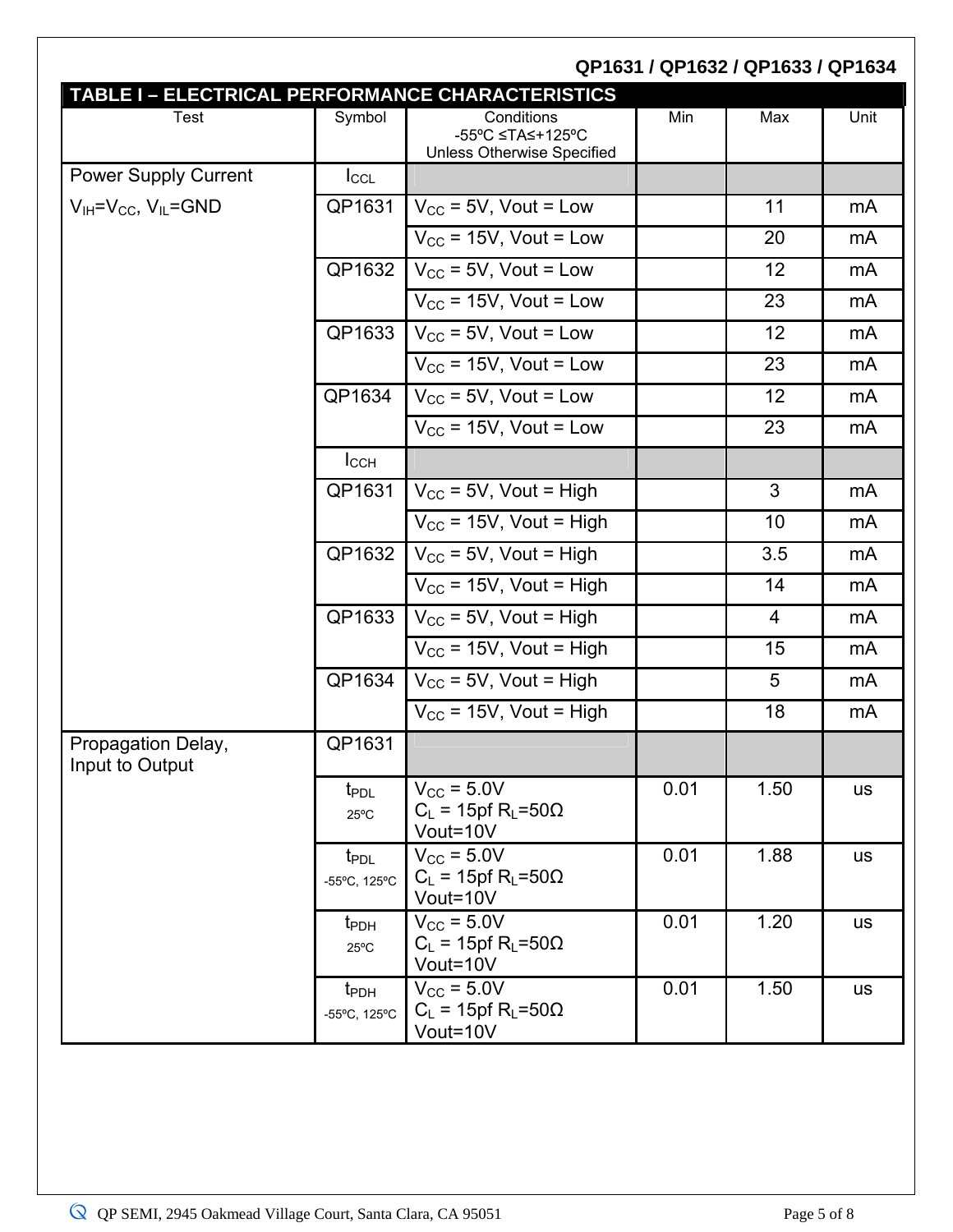## TABLE I – ELECTRICAL PERFORMANCE CHARACTERISTICS

| Test | Symbol | Conditions<br>-55ºC ≤TA≤+125ºC<br>Unless Otherwise Specified | Min | Max | Unit |
|---|---|---|---|---|---|
| Power Supply Current | $I_{CCL}$ | | | | |
| $V_{IH}=V_{CC}$, $V_{IL}$=GND | QP1631 | $V_{CC}$ = 5V, Vout = Low | | 11 | mA |
| | | $V_{CC}$ = 15V, Vout = Low | | 20 | mA |
| | QP1632 | $V_{CC}$ = 5V, Vout = Low | | 12 | mA |
| | | $V_{CC}$ = 15V, Vout = Low | | 23 | mA |
| | QP1633 | $V_{CC}$ = 5V, Vout = Low | | 12 | mA |
| | | $V_{CC}$ = 15V, Vout = Low | | 23 | mA |
| | QP1634 | $V_{CC}$ = 5V, Vout = Low | | 12 | mA |
| | | $V_{CC}$ = 15V, Vout = Low | | 23 | mA |
| | $I_{CCH}$ | | | | |
| | QP1631 | $V_{CC}$ = 5V, Vout = High | | 3 | mA |
| | | $V_{CC}$ = 15V, Vout = High | | 10 | mA |
| | QP1632 | $V_{CC}$ = 5V, Vout = High | | 3.5 | mA |
| | | $V_{CC}$ = 15V, Vout = High | | 14 | mA |
| | QP1633 | $V_{CC}$ = 5V, Vout = High | | 4 | mA |
| | | $V_{CC}$ = 15V, Vout = High | | 15 | mA |
| | QP1634 | $V_{CC}$ = 5V, Vout = High | | 5 | mA |
| | | $V_{CC}$ = 15V, Vout = High | | 18 | mA |
| Propagation Delay, Input to Output | QP1631 | | | | |
| | $t_{PDL}$<br>25ºC | $V_{CC}$ = 5.0V<br>$C_L$ = 15pf $R_L$=50Ω<br>Vout=10V | 0.01 | 1.50 | us |
| | $t_{PDL}$<br>-55ºC, 125ºC | $V_{CC}$ = 5.0V<br>$C_L$ = 15pf $R_L$=50Ω<br>Vout=10V | 0.01 | 1.88 | us |
| | $t_{PDH}$<br>25ºC | $V_{CC}$ = 5.0V<br>$C_L$ = 15pf $R_L$=50Ω<br>Vout=10V | 0.01 | 1.20 | us |
| | $t_{PDH}$<br>-55ºC, 125ºC | $V_{CC}$ = 5.0V<br>$C_L$ = 15pf $R_L$=50Ω<br>Vout=10V | 0.01 | 1.50 | us |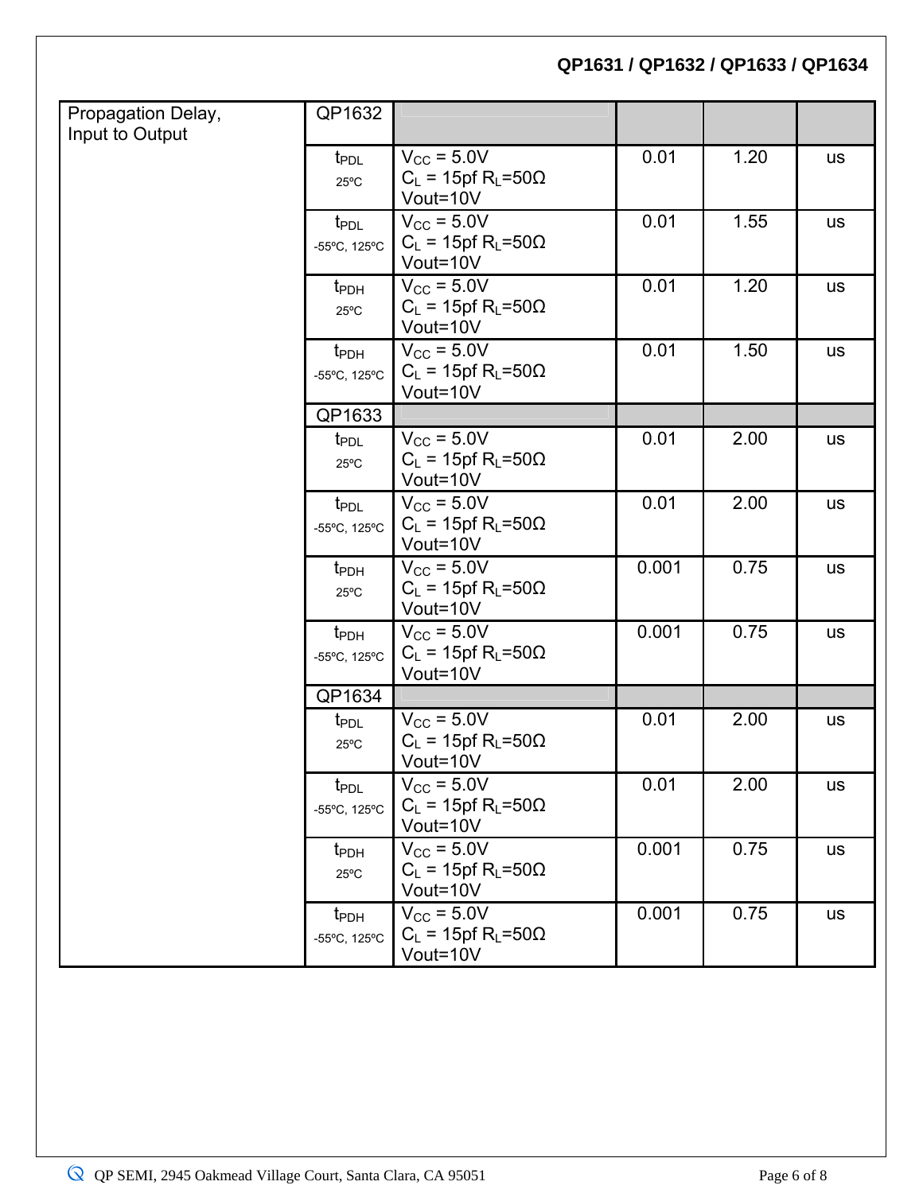| Propagation Delay, Input to Output | QP1632 | | | | |
|---|---|---|---|---|---|
| | $t_{PDL}$ 25ºC | $V_{CC}$ = 5.0V $C_L$ = 15pf $R_L$=50Ω Vout=10V | 0.01 | 1.20 | us |
| | $t_{PDL}$ -55ºC, 125ºC | $V_{CC}$ = 5.0V $C_L$ = 15pf $R_L$=50Ω Vout=10V | 0.01 | 1.55 | us |
| | $t_{PDH}$ 25ºC | $V_{CC}$ = 5.0V $C_L$ = 15pf $R_L$=50Ω Vout=10V | 0.01 | 1.20 | us |
| | $t_{PDH}$ -55ºC, 125ºC | $V_{CC}$ = 5.0V $C_L$ = 15pf $R_L$=50Ω Vout=10V | 0.01 | 1.50 | us |
| | QP1633 | | | | |
| | $t_{PDL}$ 25ºC | $V_{CC}$ = 5.0V $C_L$ = 15pf $R_L$=50Ω Vout=10V | 0.01 | 2.00 | us |
| | $t_{PDL}$ -55ºC, 125ºC | $V_{CC}$ = 5.0V $C_L$ = 15pf $R_L$=50Ω Vout=10V | 0.01 | 2.00 | us |
| | $t_{PDH}$ 25ºC | $V_{CC}$ = 5.0V $C_L$ = 15pf $R_L$=50Ω Vout=10V | 0.001 | 0.75 | us |
| | $t_{PDH}$ -55ºC, 125ºC | $V_{CC}$ = 5.0V $C_L$ = 15pf $R_L$=50Ω Vout=10V | 0.001 | 0.75 | us |
| | QP1634 | | | | |
| | $t_{PDL}$ 25ºC | $V_{CC}$ = 5.0V $C_L$ = 15pf $R_L$=50Ω Vout=10V | 0.01 | 2.00 | us |
| | $t_{PDL}$ -55ºC, 125ºC | $V_{CC}$ = 5.0V $C_L$ = 15pf $R_L$=50Ω Vout=10V | 0.01 | 2.00 | us |
| | $t_{PDH}$ 25ºC | $V_{CC}$ = 5.0V $C_L$ = 15pf $R_L$=50Ω Vout=10V | 0.001 | 0.75 | us |
| | $t_{PDH}$ -55ºC, 125ºC | $V_{CC}$ = 5.0V $C_L$ = 15pf $R_L$=50Ω Vout=10V | 0.001 | 0.75 | us |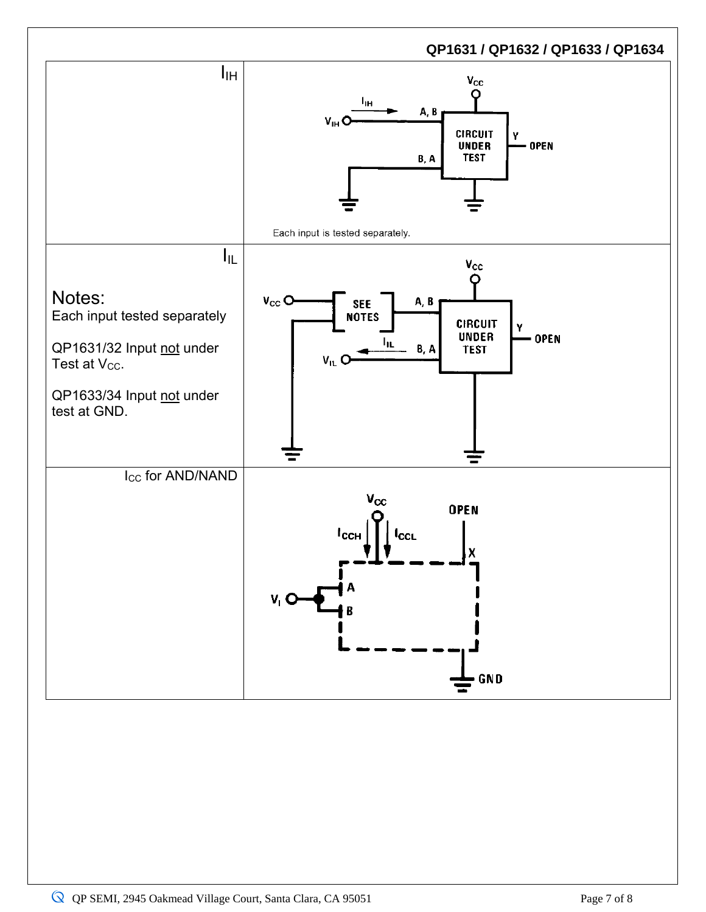| | |
|---|---|
| $I_{IH}$ | $V_{CC}$, $I_{IH}$, $V_{IH}$, A, B, B, A, CIRCUIT UNDER TEST, Y, OPEN<br><br>Each input is tested separately. |
| $I_{IL}$<br><br>Notes:<br>Each input tested separately<br><br>QP1631/32 Input not under Test at $V_{CC}$.<br><br>QP1633/34 Input not under test at GND. | $V_{CC}$, $V_{CC}$, SEE NOTES, A, B, $I_{IL}$, $V_{IL}$, B, A, CIRCUIT UNDER TEST, Y, OPEN |
| $I_{CC}$ for AND/NAND | $V_{CC}$, $I_{CCH}$, $I_{CCL}$, OPEN, X, $V_I$, A, B, GND |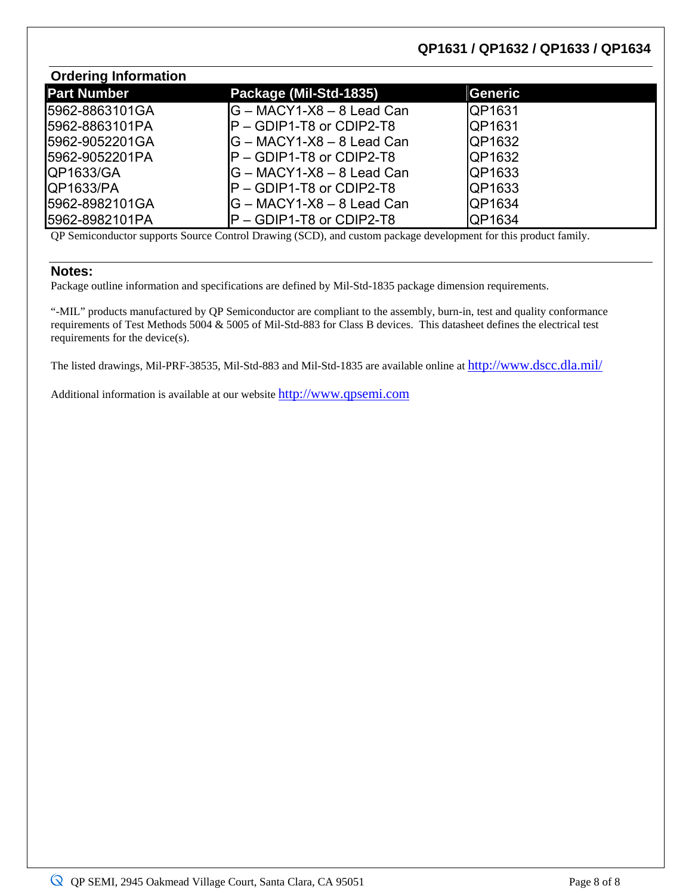## Ordering Information

| Part Number | Package (Mil-Std-1835) | Generic |
| --- | --- | --- |
| 5962-8863101GA | G – MACY1-X8 – 8 Lead Can | QP1631 |
| 5962-8863101PA | P – GDIP1-T8 or CDIP2-T8 | QP1631 |
| 5962-9052201GA | G – MACY1-X8 – 8 Lead Can | QP1632 |
| 5962-9052201PA | P – GDIP1-T8 or CDIP2-T8 | QP1632 |
| QP1633/GA | G – MACY1-X8 – 8 Lead Can | QP1633 |
| QP1633/PA | P – GDIP1-T8 or CDIP2-T8 | QP1633 |
| 5962-8982101GA | G – MACY1-X8 – 8 Lead Can | QP1634 |
| 5962-8982101PA | P – GDIP1-T8 or CDIP2-T8 | QP1634 |

QP Semiconductor supports Source Control Drawing (SCD), and custom package development for this product family.

## Notes:

Package outline information and specifications are defined by Mil-Std-1835 package dimension requirements.

"-MIL" products manufactured by QP Semiconductor are compliant to the assembly, burn-in, test and quality conformance requirements of Test Methods 5004 & 5005 of Mil-Std-883 for Class B devices. This datasheet defines the electrical test requirements for the device(s).

The listed drawings, Mil-PRF-38535, Mil-Std-883 and Mil-Std-1835 are available online at http://www.dscc.dla.mil/

Additional information is available at our website http://www.qpsemi.com